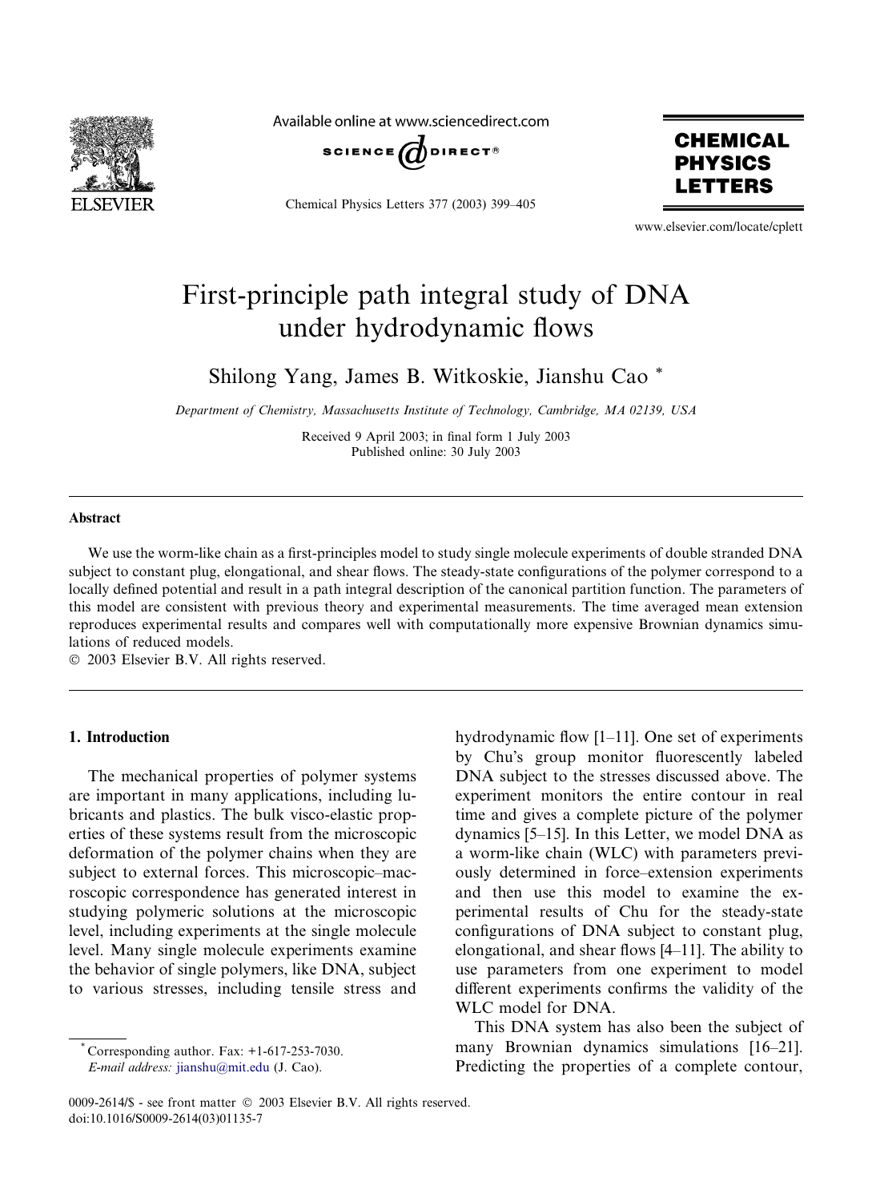# First-principle path integral study of DNA under hydrodynamic flows

Shilong Yang, James B. Witkoskie, Jianshu Cao *

*Department of Chemistry, Massachusetts Institute of Technology, Cambridge, MA 02139, USA*

Received 9 April 2003; in final form 1 July 2003
Published online: 30 July 2003

## Abstract

We use the worm-like chain as a first-principles model to study single molecule experiments of double stranded DNA subject to constant plug, elongational, and shear flows. The steady-state configurations of the polymer correspond to a locally defined potential and result in a path integral description of the canonical partition function. The parameters of this model are consistent with previous theory and experimental measurements. The time averaged mean extension reproduces experimental results and compares well with computationally more expensive Brownian dynamics simulations of reduced models.

© 2003 Elsevier B.V. All rights reserved.

## 1. Introduction

The mechanical properties of polymer systems are important in many applications, including lubricants and plastics. The bulk visco-elastic properties of these systems result from the microscopic deformation of the polymer chains when they are subject to external forces. This microscopic–macroscopic correspondence has generated interest in studying polymeric solutions at the microscopic level, including experiments at the single molecule level. Many single molecule experiments examine the behavior of single polymers, like DNA, subject to various stresses, including tensile stress and hydrodynamic flow [1–11]. One set of experiments by Chu's group monitor fluorescently labeled DNA subject to the stresses discussed above. The experiment monitors the entire contour in real time and gives a complete picture of the polymer dynamics [5–15]. In this Letter, we model DNA as a worm-like chain (WLC) with parameters previously determined in force–extension experiments and then use this model to examine the experimental results of Chu for the steady-state configurations of DNA subject to constant plug, elongational, and shear flows [4–11]. The ability to use parameters from one experiment to model different experiments confirms the validity of the WLC model for DNA.

This DNA system has also been the subject of many Brownian dynamics simulations [16–21]. Predicting the properties of a complete contour,

* Corresponding author. Fax: +1-617-253-7030.
*E-mail address:* jianshu@mit.edu (J. Cao).

0009-2614/$ - see front matter © 2003 Elsevier B.V. All rights reserved.
doi:10.1016/S0009-2614(03)01135-7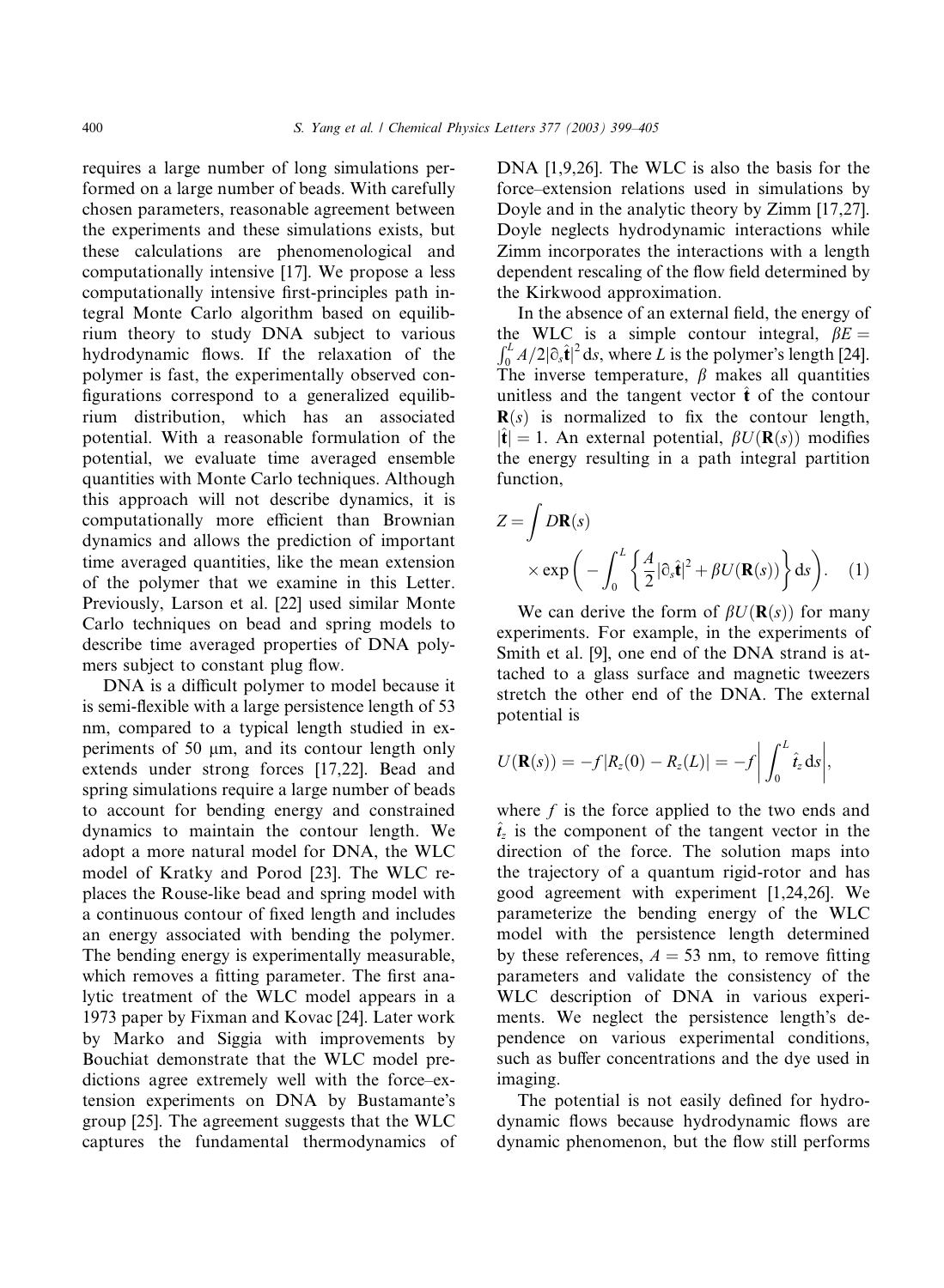requires a large number of long simulations performed on a large number of beads. With carefully chosen parameters, reasonable agreement between the experiments and these simulations exists, but these calculations are phenomenological and computationally intensive [17]. We propose a less computationally intensive first-principles path integral Monte Carlo algorithm based on equilibrium theory to study DNA subject to various hydrodynamic flows. If the relaxation of the polymer is fast, the experimentally observed configurations correspond to a generalized equilibrium distribution, which has an associated potential. With a reasonable formulation of the potential, we evaluate time averaged ensemble quantities with Monte Carlo techniques. Although this approach will not describe dynamics, it is computationally more efficient than Brownian dynamics and allows the prediction of important time averaged quantities, like the mean extension of the polymer that we examine in this Letter. Previously, Larson et al. [22] used similar Monte Carlo techniques on bead and spring models to describe time averaged properties of DNA polymers subject to constant plug flow.

DNA is a difficult polymer to model because it is semi-flexible with a large persistence length of 53 nm, compared to a typical length studied in experiments of 50 μm, and its contour length only extends under strong forces [17,22]. Bead and spring simulations require a large number of beads to account for bending energy and constrained dynamics to maintain the contour length. We adopt a more natural model for DNA, the WLC model of Kratky and Porod [23]. The WLC replaces the Rouse-like bead and spring model with a continuous contour of fixed length and includes an energy associated with bending the polymer. The bending energy is experimentally measurable, which removes a fitting parameter. The first analytic treatment of the WLC model appears in a 1973 paper by Fixman and Kovac [24]. Later work by Marko and Siggia with improvements by Bouchiat demonstrate that the WLC model predictions agree extremely well with the force–extension experiments on DNA by Bustamante's group [25]. The agreement suggests that the WLC captures the fundamental thermodynamics of DNA [1,9,26]. The WLC is also the basis for the force–extension relations used in simulations by Doyle and in the analytic theory by Zimm [17,27]. Doyle neglects hydrodynamic interactions while Zimm incorporates the interactions with a length dependent rescaling of the flow field determined by the Kirkwood approximation.

In the absence of an external field, the energy of the WLC is a simple contour integral, $\beta E = \int_0^L A/2|\partial_s \hat{\mathbf{t}}|^2 \, ds$, where $L$ is the polymer's length [24]. The inverse temperature, $\beta$ makes all quantities unitless and the tangent vector $\hat{\mathbf{t}}$ of the contour $\mathbf{R}(s)$ is normalized to fix the contour length, $|\hat{\mathbf{t}}| = 1$. An external potential, $\beta U(\mathbf{R}(s))$ modifies the energy resulting in a path integral partition function,

$$Z = \int D\mathbf{R}(s) \times \exp\left( - \int_0^L \left\{ \frac{A}{2} |\partial_s \hat{\mathbf{t}}|^2 + \beta U(\mathbf{R}(s)) \right\} ds \right). \quad (1)$$

We can derive the form of $\beta U(\mathbf{R}(s))$ for many experiments. For example, in the experiments of Smith et al. [9], one end of the DNA strand is attached to a glass surface and magnetic tweezers stretch the other end of the DNA. The external potential is

$$U(\mathbf{R}(s)) = -f|R_z(0) - R_z(L)| = -f \left| \int_0^L \hat{t}_z \, ds \right|,$$

where $f$ is the force applied to the two ends and $\hat{t}_z$ is the component of the tangent vector in the direction of the force. The solution maps into the trajectory of a quantum rigid-rotor and has good agreement with experiment [1,24,26]. We parameterize the bending energy of the WLC model with the persistence length determined by these references, $A = 53$ nm, to remove fitting parameters and validate the consistency of the WLC description of DNA in various experiments. We neglect the persistence length's dependence on various experimental conditions, such as buffer concentrations and the dye used in imaging.

The potential is not easily defined for hydrodynamic flows because hydrodynamic flows are dynamic phenomenon, but the flow still performs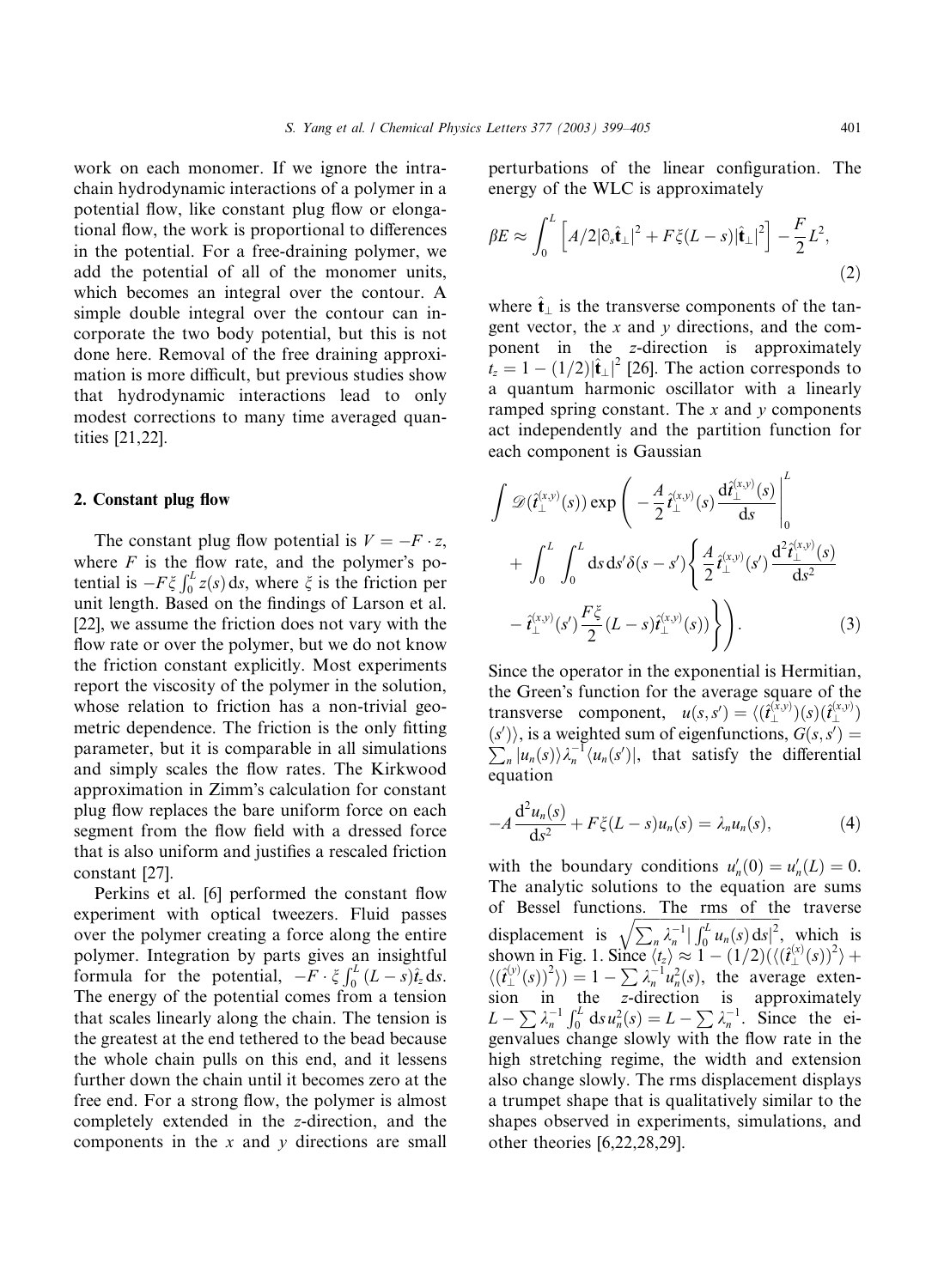work on each monomer. If we ignore the intrachain hydrodynamic interactions of a polymer in a potential flow, like constant plug flow or elongational flow, the work is proportional to differences in the potential. For a free-draining polymer, we add the potential of all of the monomer units, which becomes an integral over the contour. A simple double integral over the contour can incorporate the two body potential, but this is not done here. Removal of the free draining approximation is more difficult, but previous studies show that hydrodynamic interactions lead to only modest corrections to many time averaged quantities [21,22].

## 2. Constant plug flow

The constant plug flow potential is $V = -F \cdot z$, where $F$ is the flow rate, and the polymer's potential is $-F\xi \int_0^L z(s)\,\mathrm{d}s$, where $\xi$ is the friction per unit length. Based on the findings of Larson et al. [22], we assume the friction does not vary with the flow rate or over the polymer, but we do not know the friction constant explicitly. Most experiments report the viscosity of the polymer in the solution, whose relation to friction has a non-trivial geometric dependence. The friction is the only fitting parameter, but it is comparable in all simulations and simply scales the flow rates. The Kirkwood approximation in Zimm's calculation for constant plug flow replaces the bare uniform force on each segment from the flow field with a dressed force that is also uniform and justifies a rescaled friction constant [27].

Perkins et al. [6] performed the constant flow experiment with optical tweezers. Fluid passes over the polymer creating a force along the entire polymer. Integration by parts gives an insightful formula for the potential, $-F \cdot \xi \int_0^L (L-s)\hat{t}_z\,\mathrm{d}s$. The energy of the potential comes from a tension that scales linearly along the chain. The tension is the greatest at the end tethered to the bead because the whole chain pulls on this end, and it lessens further down the chain until it becomes zero at the free end. For a strong flow, the polymer is almost completely extended in the $z$-direction, and the components in the $x$ and $y$ directions are small perturbations of the linear configuration. The energy of the WLC is approximately

$$\beta E \approx \int_0^L \left[A/2|\partial_s \hat{\mathbf{t}}_\perp|^2 + F\xi(L-s)|\hat{\mathbf{t}}_\perp|^2\right] - \frac{F}{2}L^2, \tag{2}$$

where $\hat{\mathbf{t}}_\perp$ is the transverse components of the tangent vector, the $x$ and $y$ directions, and the component in the $z$-direction is approximately $t_z = 1 - (1/2)|\hat{\mathbf{t}}_\perp|^2$ [26]. The action corresponds to a quantum harmonic oscillator with a linearly ramped spring constant. The $x$ and $y$ components act independently and the partition function for each component is Gaussian

$$\int \mathscr{D}(\hat{t}_\perp^{(x,y)}(s)) \exp\left( -\frac{A}{2}\hat{t}_\perp^{(x,y)}(s)\frac{\mathrm{d}\hat{t}_\perp^{(x,y)}(s)}{\mathrm{d}s}\Bigg|_0^L + \int_0^L\int_0^L \mathrm{d}s\,\mathrm{d}s'\delta(s-s')\left\{\frac{A}{2}\hat{t}_\perp^{(x,y)}(s')\frac{\mathrm{d}^2\hat{t}_\perp^{(x,y)}(s)}{\mathrm{d}s^2} - \hat{t}_\perp^{(x,y)}(s')\frac{F\xi}{2}(L-s)\hat{t}_\perp^{(x,y)}(s)\right\}\right). \tag{3}$$

Since the operator in the exponential is Hermitian, the Green's function for the average square of the transverse component, $u(s,s') = \langle(\hat{t}_\perp^{(x,y)})(s)(\hat{t}_\perp^{(x,y)})(s')\rangle$, is a weighted sum of eigenfunctions, $G(s,s') = \sum_n |u_n(s)\rangle\lambda_n^{-1}\langle u_n(s')|$, that satisfy the differential equation

$$-A\frac{\mathrm{d}^2u_n(s)}{\mathrm{d}s^2} + F\xi(L-s)u_n(s) = \lambda_n u_n(s), \tag{4}$$

with the boundary conditions $u_n'(0) = u_n'(L) = 0$. The analytic solutions to the equation are sums of Bessel functions. The rms of the traverse displacement is $\sqrt{\sum_n \lambda_n^{-1}|\int_0^L u_n(s)\,\mathrm{d}s|^2}$, which is shown in Fig. 1. Since $\langle t_z\rangle \approx 1 - (1/2)(\langle(\hat{t}_\perp^{(x)}(s))^2\rangle + \langle(\hat{t}_\perp^{(y)}(s))^2\rangle) = 1 - \sum \lambda_n^{-1}u_n^2(s)$, the average extension in the $z$-direction is approximately $L - \sum \lambda_n^{-1}\int_0^L \mathrm{d}s\,u_n^2(s) = L - \sum \lambda_n^{-1}$. Since the eigenvalues change slowly with the flow rate in the high stretching regime, the width and extension also change slowly. The rms displacement displays a trumpet shape that is qualitatively similar to the shapes observed in experiments, simulations, and other theories [6,22,28,29].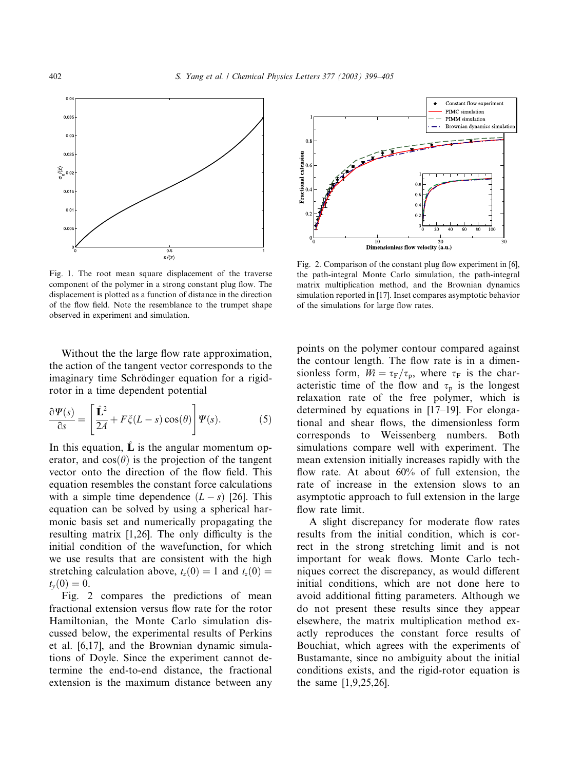Fig. 1. The root mean square displacement of the traverse component of the polymer in a strong constant plug flow. The displacement is plotted as a function of distance in the direction of the flow field. Note the resemblance to the trumpet shape observed in experiment and simulation.

Fig. 2. Comparison of the constant plug flow experiment in [6], the path-integral Monte Carlo simulation, the path-integral matrix multiplication method, and the Brownian dynamics simulation reported in [17]. Inset compares asymptotic behavior of the simulations for large flow rates.

Without the the large flow rate approximation, the action of the tangent vector corresponds to the imaginary time Schrödinger equation for a rigid-rotor in a time dependent potential

$$\frac{\partial \Psi(s)}{\partial s} = \left[ \frac{\hat{\mathbf{L}}^2}{2A} + F\xi(L-s)\cos(\theta) \right] \Psi(s). \qquad (5)$$

In this equation, $\hat{\mathbf{L}}$ is the angular momentum operator, and $\cos(\theta)$ is the projection of the tangent vector onto the direction of the flow field. This equation resembles the constant force calculations with a simple time dependence $(L-s)$ [26]. This equation can be solved by using a spherical harmonic basis set and numerically propagating the resulting matrix [1,26]. The only difficulty is the initial condition of the wavefunction, for which we use results that are consistent with the high stretching calculation above, $t_z(0) = 1$ and $t_z(0) = t_y(0) = 0$.

Fig. 2 compares the predictions of mean fractional extension versus flow rate for the rotor Hamiltonian, the Monte Carlo simulation discussed below, the experimental results of Perkins et al. [6,17], and the Brownian dynamic simulations of Doyle. Since the experiment cannot determine the end-to-end distance, the fractional extension is the maximum distance between any points on the polymer contour compared against the contour length. The flow rate is in a dimensionless form, $Wi = \tau_F/\tau_p$, where $\tau_F$ is the characteristic time of the flow and $\tau_p$ is the longest relaxation rate of the free polymer, which is determined by equations in [17–19]. For elongational and shear flows, the dimensionless form corresponds to Weissenberg numbers. Both simulations compare well with experiment. The mean extension initially increases rapidly with the flow rate. At about 60% of full extension, the rate of increase in the extension slows to an asymptotic approach to full extension in the large flow rate limit.

A slight discrepancy for moderate flow rates results from the initial condition, which is correct in the strong stretching limit and is not important for weak flows. Monte Carlo techniques correct the discrepancy, as would different initial conditions, which are not done here to avoid additional fitting parameters. Although we do not present these results since they appear elsewhere, the matrix multiplication method exactly reproduces the constant force results of Bouchiat, which agrees with the experiments of Bustamante, since no ambiguity about the initial conditions exists, and the rigid-rotor equation is the same [1,9,25,26].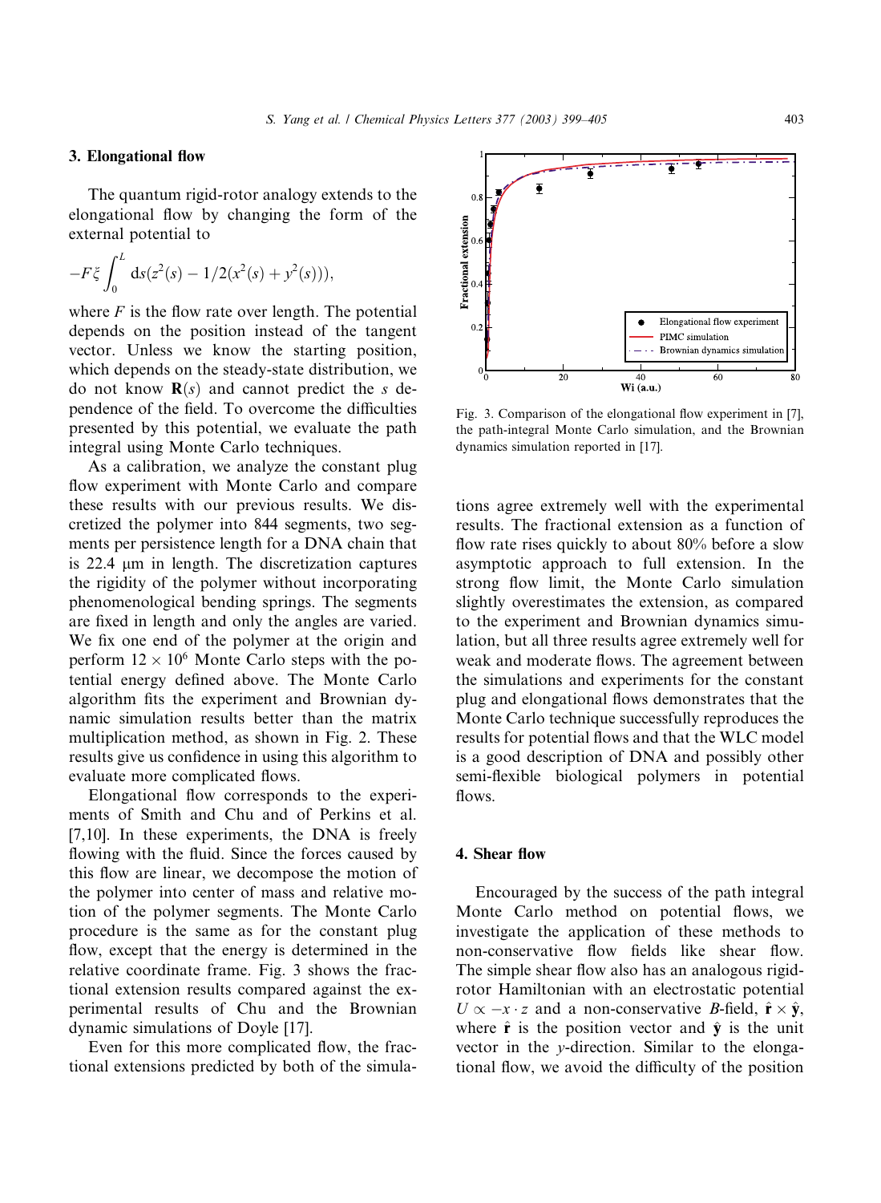## 3. Elongational flow

The quantum rigid-rotor analogy extends to the elongational flow by changing the form of the external potential to

$$-F\xi \int_0^L \mathrm{d}s(z^2(s) - 1/2(x^2(s) + y^2(s))),$$

where $F$ is the flow rate over length. The potential depends on the position instead of the tangent vector. Unless we know the starting position, which depends on the steady-state distribution, we do not know $\mathbf{R}(s)$ and cannot predict the $s$ dependence of the field. To overcome the difficulties presented by this potential, we evaluate the path integral using Monte Carlo techniques.

As a calibration, we analyze the constant plug flow experiment with Monte Carlo and compare these results with our previous results. We discretized the polymer into 844 segments, two segments per persistence length for a DNA chain that is 22.4 μm in length. The discretization captures the rigidity of the polymer without incorporating phenomenological bending springs. The segments are fixed in length and only the angles are varied. We fix one end of the polymer at the origin and perform $12 \times 10^6$ Monte Carlo steps with the potential energy defined above. The Monte Carlo algorithm fits the experiment and Brownian dynamic simulation results better than the matrix multiplication method, as shown in Fig. 2. These results give us confidence in using this algorithm to evaluate more complicated flows.

Elongational flow corresponds to the experiments of Smith and Chu and of Perkins et al. [7,10]. In these experiments, the DNA is freely flowing with the fluid. Since the forces caused by this flow are linear, we decompose the motion of the polymer into center of mass and relative motion of the polymer segments. The Monte Carlo procedure is the same as for the constant plug flow, except that the energy is determined in the relative coordinate frame. Fig. 3 shows the fractional extension results compared against the experimental results of Chu and the Brownian dynamic simulations of Doyle [17].

Even for this more complicated flow, the fractional extensions predicted by both of the simulations agree extremely well with the experimental results. The fractional extension as a function of flow rate rises quickly to about 80% before a slow asymptotic approach to full extension. In the strong flow limit, the Monte Carlo simulation slightly overestimates the extension, as compared to the experiment and Brownian dynamics simulation, but all three results agree extremely well for weak and moderate flows. The agreement between the simulations and experiments for the constant plug and elongational flows demonstrates that the Monte Carlo technique successfully reproduces the results for potential flows and that the WLC model is a good description of DNA and possibly other semi-flexible biological polymers in potential flows.

Fig. 3. Comparison of the elongational flow experiment in [7], the path-integral Monte Carlo simulation, and the Brownian dynamics simulation reported in [17].

## 4. Shear flow

Encouraged by the success of the path integral Monte Carlo method on potential flows, we investigate the application of these methods to non-conservative flow fields like shear flow. The simple shear flow also has an analogous rigid-rotor Hamiltonian with an electrostatic potential $U \propto -x \cdot z$ and a non-conservative $B$-field, $\hat{\mathbf{r}} \times \hat{\mathbf{y}}$, where $\hat{\mathbf{r}}$ is the position vector and $\hat{\mathbf{y}}$ is the unit vector in the $y$-direction. Similar to the elongational flow, we avoid the difficulty of the position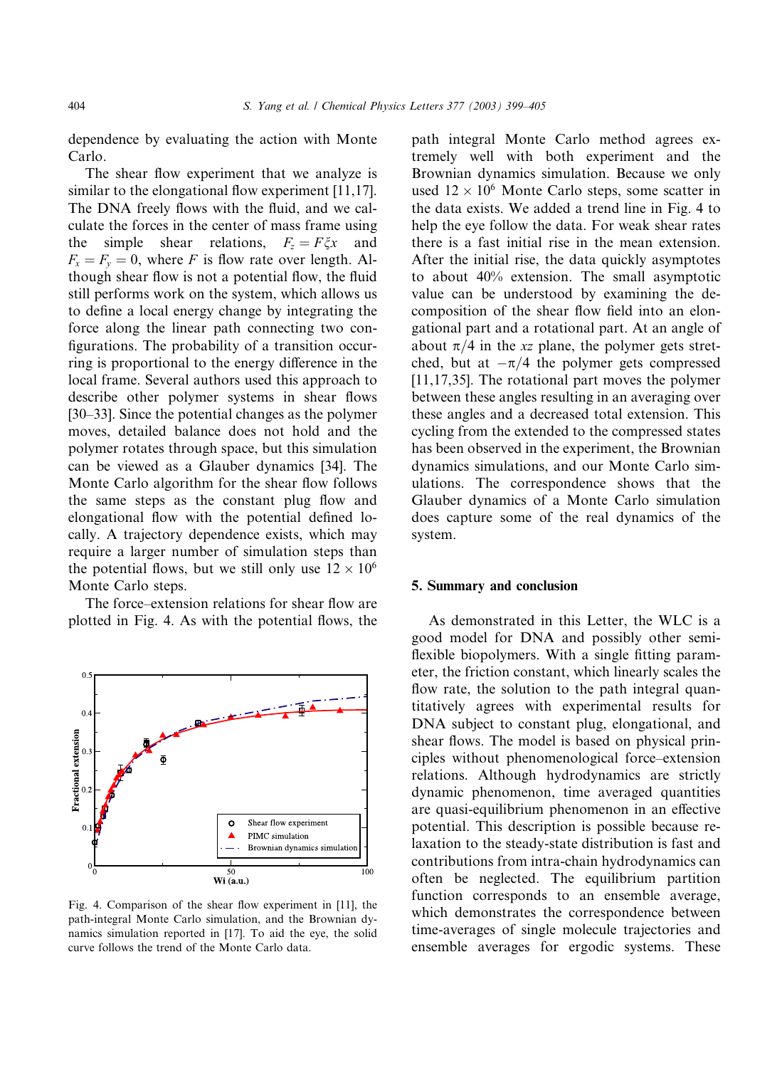dependence by evaluating the action with Monte Carlo.

The shear flow experiment that we analyze is similar to the elongational flow experiment [11,17]. The DNA freely flows with the fluid, and we calculate the forces in the center of mass frame using the simple shear relations, $F_z = F\xi x$ and $F_x = F_y = 0$, where $F$ is flow rate over length. Although shear flow is not a potential flow, the fluid still performs work on the system, which allows us to define a local energy change by integrating the force along the linear path connecting two configurations. The probability of a transition occurring is proportional to the energy difference in the local frame. Several authors used this approach to describe other polymer systems in shear flows [30–33]. Since the potential changes as the polymer moves, detailed balance does not hold and the polymer rotates through space, but this simulation can be viewed as a Glauber dynamics [34]. The Monte Carlo algorithm for the shear flow follows the same steps as the constant plug flow and elongational flow with the potential defined locally. A trajectory dependence exists, which may require a larger number of simulation steps than the potential flows, but we still only use $12 \times 10^6$ Monte Carlo steps.

The force–extension relations for shear flow are plotted in Fig. 4. As with the potential flows, the path integral Monte Carlo method agrees extremely well with both experiment and the Brownian dynamics simulation. Because we only used $12 \times 10^6$ Monte Carlo steps, some scatter in the data exists. We added a trend line in Fig. 4 to help the eye follow the data. For weak shear rates there is a fast initial rise in the mean extension. After the initial rise, the data quickly asymptotes to about 40% extension. The small asymptotic value can be understood by examining the decomposition of the shear flow field into an elongational part and a rotational part. At an angle of about $\pi/4$ in the $xz$ plane, the polymer gets stretched, but at $-\pi/4$ the polymer gets compressed [11,17,35]. The rotational part moves the polymer between these angles resulting in an averaging over these angles and a decreased total extension. This cycling from the extended to the compressed states has been observed in the experiment, the Brownian dynamics simulations, and our Monte Carlo simulations. The correspondence shows that the Glauber dynamics of a Monte Carlo simulation does capture some of the real dynamics of the system.

Fig. 4. Comparison of the shear flow experiment in [11], the path-integral Monte Carlo simulation, and the Brownian dynamics simulation reported in [17]. To aid the eye, the solid curve follows the trend of the Monte Carlo data.

## 5. Summary and conclusion

As demonstrated in this Letter, the WLC is a good model for DNA and possibly other semiflexible biopolymers. With a single fitting parameter, the friction constant, which linearly scales the flow rate, the solution to the path integral quantitatively agrees with experimental results for DNA subject to constant plug, elongational, and shear flows. The model is based on physical principles without phenomenological force–extension relations. Although hydrodynamics are strictly dynamic phenomenon, time averaged quantities are quasi-equilibrium phenomenon in an effective potential. This description is possible because relaxation to the steady-state distribution is fast and contributions from intra-chain hydrodynamics can often be neglected. The equilibrium partition function corresponds to an ensemble average, which demonstrates the correspondence between time-averages of single molecule trajectories and ensemble averages for ergodic systems. These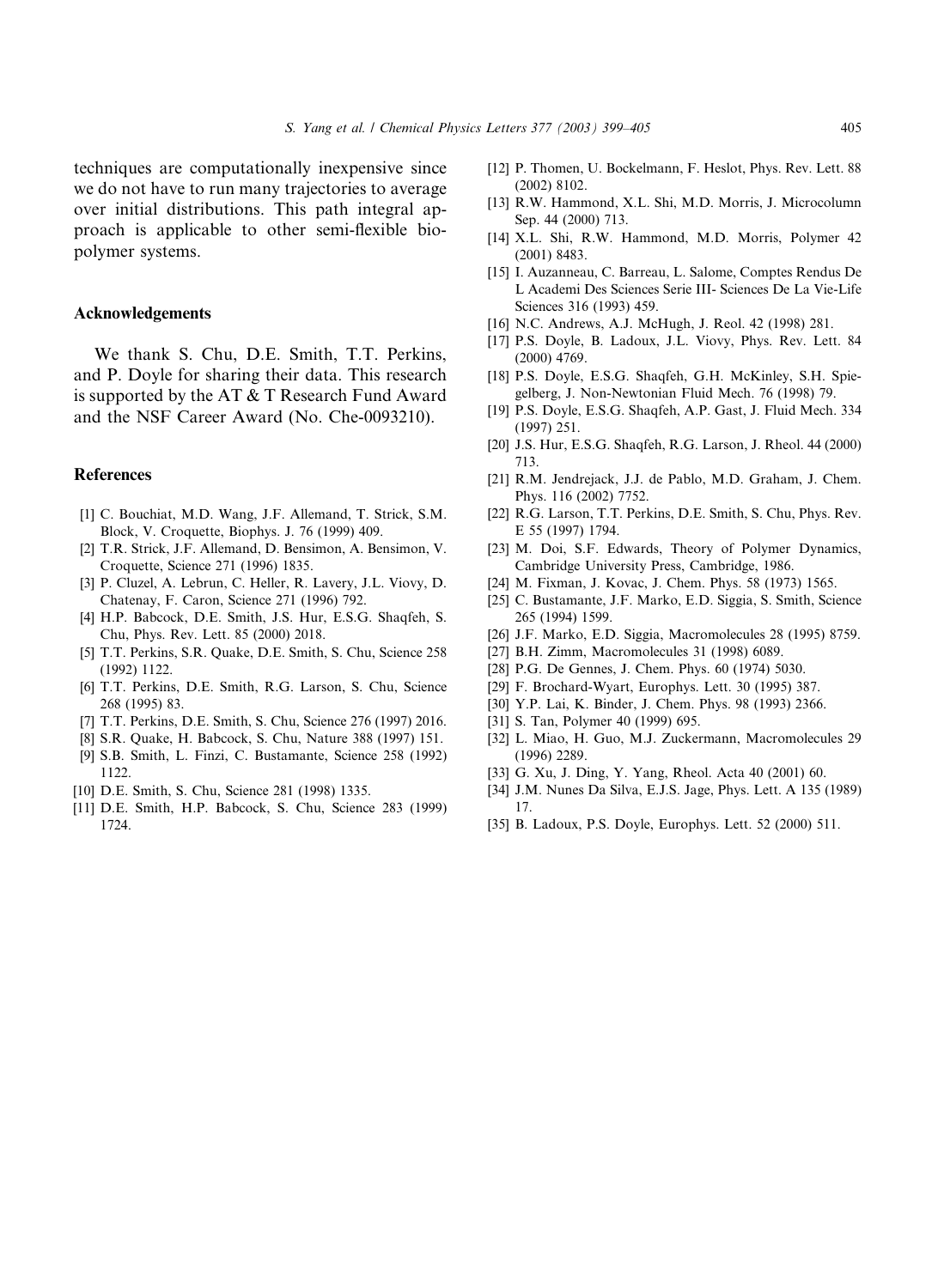techniques are computationally inexpensive since we do not have to run many trajectories to average over initial distributions. This path integral approach is applicable to other semi-flexible biopolymer systems.

## Acknowledgements

We thank S. Chu, D.E. Smith, T.T. Perkins, and P. Doyle for sharing their data. This research is supported by the AT & T Research Fund Award and the NSF Career Award (No. Che-0093210).

## References

[1] C. Bouchiat, M.D. Wang, J.F. Allemand, T. Strick, S.M. Block, V. Croquette, Biophys. J. 76 (1999) 409.

[2] T.R. Strick, J.F. Allemand, D. Bensimon, A. Bensimon, V. Croquette, Science 271 (1996) 1835.

[3] P. Cluzel, A. Lebrun, C. Heller, R. Lavery, J.L. Viovy, D. Chatenay, F. Caron, Science 271 (1996) 792.

[4] H.P. Babcock, D.E. Smith, J.S. Hur, E.S.G. Shaqfeh, S. Chu, Phys. Rev. Lett. 85 (2000) 2018.

[5] T.T. Perkins, S.R. Quake, D.E. Smith, S. Chu, Science 258 (1992) 1122.

[6] T.T. Perkins, D.E. Smith, R.G. Larson, S. Chu, Science 268 (1995) 83.

[7] T.T. Perkins, D.E. Smith, S. Chu, Science 276 (1997) 2016.

[8] S.R. Quake, H. Babcock, S. Chu, Nature 388 (1997) 151.

[9] S.B. Smith, L. Finzi, C. Bustamante, Science 258 (1992) 1122.

[10] D.E. Smith, S. Chu, Science 281 (1998) 1335.

[11] D.E. Smith, H.P. Babcock, S. Chu, Science 283 (1999) 1724.

[12] P. Thomen, U. Bockelmann, F. Heslot, Phys. Rev. Lett. 88 (2002) 8102.

[13] R.W. Hammond, X.L. Shi, M.D. Morris, J. Microcolumn Sep. 44 (2000) 713.

[14] X.L. Shi, R.W. Hammond, M.D. Morris, Polymer 42 (2001) 8483.

[15] I. Auzanneau, C. Barreau, L. Salome, Comptes Rendus De L Academi Des Sciences Serie III- Sciences De La Vie-Life Sciences 316 (1993) 459.

[16] N.C. Andrews, A.J. McHugh, J. Reol. 42 (1998) 281.

[17] P.S. Doyle, B. Ladoux, J.L. Viovy, Phys. Rev. Lett. 84 (2000) 4769.

[18] P.S. Doyle, E.S.G. Shaqfeh, G.H. McKinley, S.H. Spiegelberg, J. Non-Newtonian Fluid Mech. 76 (1998) 79.

[19] P.S. Doyle, E.S.G. Shaqfeh, A.P. Gast, J. Fluid Mech. 334 (1997) 251.

[20] J.S. Hur, E.S.G. Shaqfeh, R.G. Larson, J. Rheol. 44 (2000) 713.

[21] R.M. Jendrejack, J.J. de Pablo, M.D. Graham, J. Chem. Phys. 116 (2002) 7752.

[22] R.G. Larson, T.T. Perkins, D.E. Smith, S. Chu, Phys. Rev. E 55 (1997) 1794.

[23] M. Doi, S.F. Edwards, Theory of Polymer Dynamics, Cambridge University Press, Cambridge, 1986.

[24] M. Fixman, J. Kovac, J. Chem. Phys. 58 (1973) 1565.

[25] C. Bustamante, J.F. Marko, E.D. Siggia, S. Smith, Science 265 (1994) 1599.

[26] J.F. Marko, E.D. Siggia, Macromolecules 28 (1995) 8759.

[27] B.H. Zimm, Macromolecules 31 (1998) 6089.

[28] P.G. De Gennes, J. Chem. Phys. 60 (1974) 5030.

[29] F. Brochard-Wyart, Europhys. Lett. 30 (1995) 387.

[30] Y.P. Lai, K. Binder, J. Chem. Phys. 98 (1993) 2366.

[31] S. Tan, Polymer 40 (1999) 695.

[32] L. Miao, H. Guo, M.J. Zuckermann, Macromolecules 29 (1996) 2289.

[33] G. Xu, J. Ding, Y. Yang, Rheol. Acta 40 (2001) 60.

[34] J.M. Nunes Da Silva, E.J.S. Jage, Phys. Lett. A 135 (1989) 17.

[35] B. Ladoux, P.S. Doyle, Europhys. Lett. 52 (2000) 511.